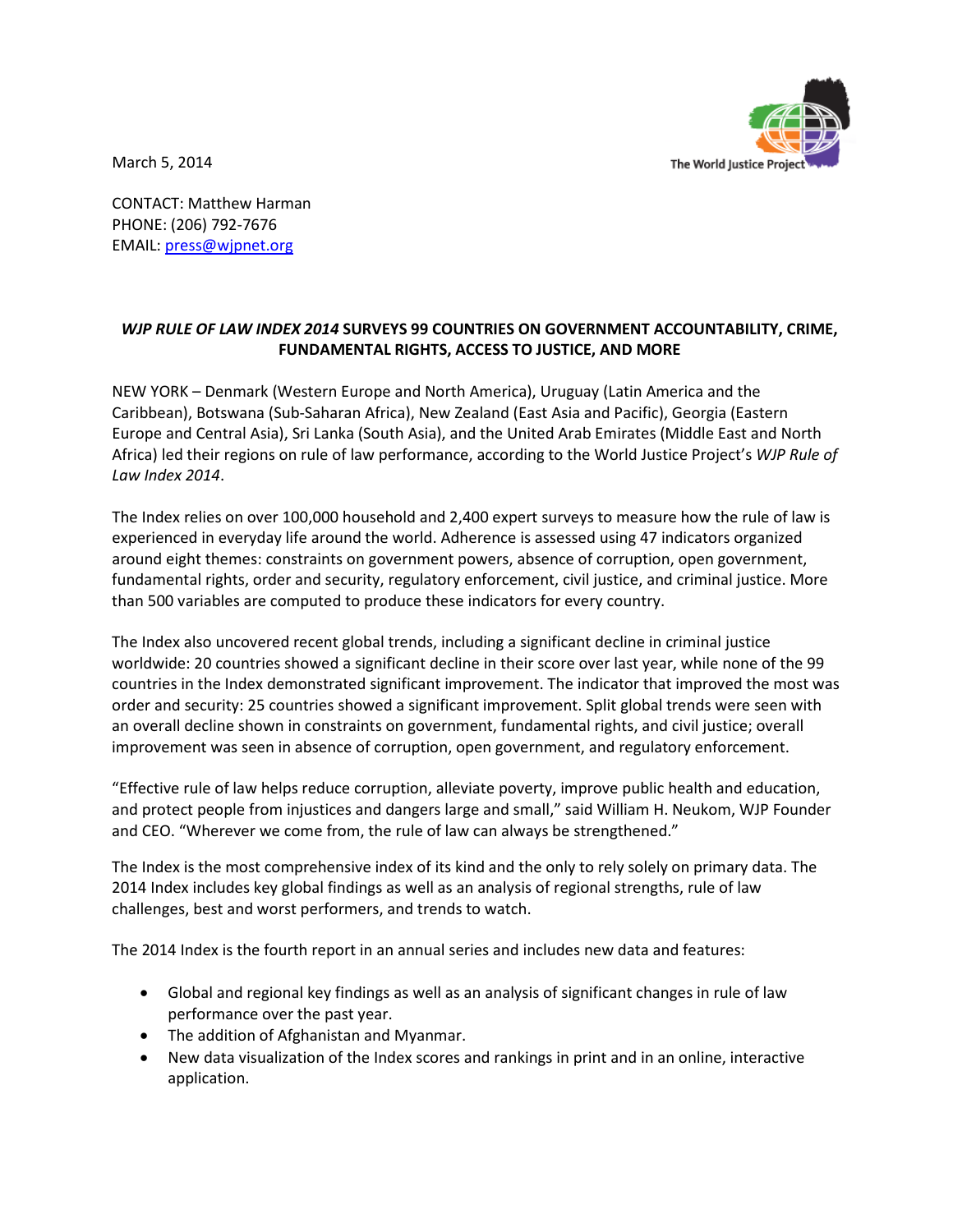March 5, 2014

CONTACT: Matthew Harman
PHONE: (206) 792-7676
EMAIL: press@wjpnet.org

**_WJP RULE OF LAW INDEX 2014_ SURVEYS 99 COUNTRIES ON GOVERNMENT ACCOUNTABILITY, CRIME, FUNDAMENTAL RIGHTS, ACCESS TO JUSTICE, AND MORE**

NEW YORK – Denmark (Western Europe and North America), Uruguay (Latin America and the Caribbean), Botswana (Sub-Saharan Africa), New Zealand (East Asia and Pacific), Georgia (Eastern Europe and Central Asia), Sri Lanka (South Asia), and the United Arab Emirates (Middle East and North Africa) led their regions on rule of law performance, according to the World Justice Project's *WJP Rule of Law Index 2014*.

The Index relies on over 100,000 household and 2,400 expert surveys to measure how the rule of law is experienced in everyday life around the world. Adherence is assessed using 47 indicators organized around eight themes: constraints on government powers, absence of corruption, open government, fundamental rights, order and security, regulatory enforcement, civil justice, and criminal justice. More than 500 variables are computed to produce these indicators for every country.

The Index also uncovered recent global trends, including a significant decline in criminal justice worldwide: 20 countries showed a significant decline in their score over last year, while none of the 99 countries in the Index demonstrated significant improvement. The indicator that improved the most was order and security: 25 countries showed a significant improvement. Split global trends were seen with an overall decline shown in constraints on government, fundamental rights, and civil justice; overall improvement was seen in absence of corruption, open government, and regulatory enforcement.

"Effective rule of law helps reduce corruption, alleviate poverty, improve public health and education, and protect people from injustices and dangers large and small," said William H. Neukom, WJP Founder and CEO. "Wherever we come from, the rule of law can always be strengthened."

The Index is the most comprehensive index of its kind and the only to rely solely on primary data. The 2014 Index includes key global findings as well as an analysis of regional strengths, rule of law challenges, best and worst performers, and trends to watch.

The 2014 Index is the fourth report in an annual series and includes new data and features:

- Global and regional key findings as well as an analysis of significant changes in rule of law performance over the past year.
- The addition of Afghanistan and Myanmar.
- New data visualization of the Index scores and rankings in print and in an online, interactive application.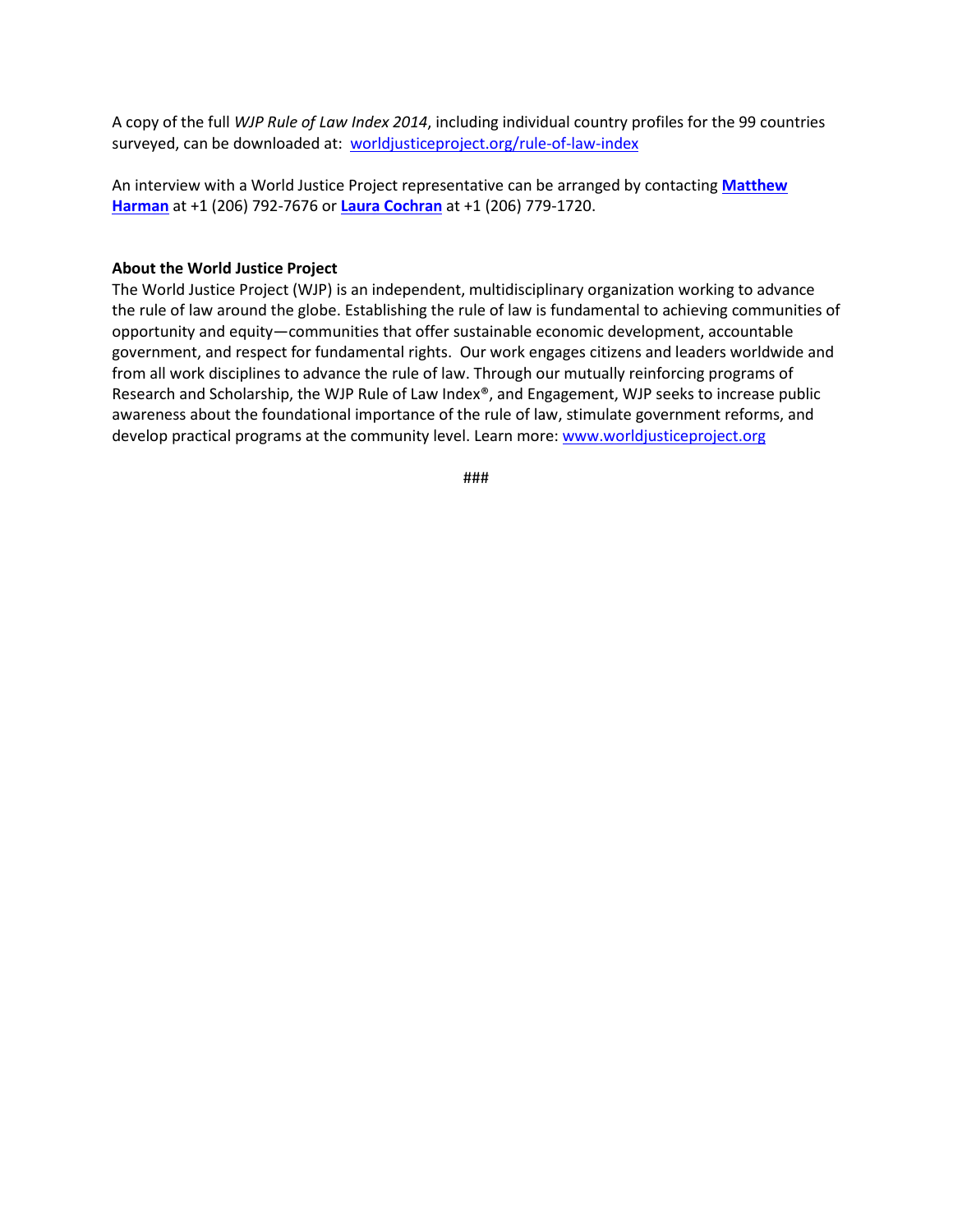A copy of the full *WJP Rule of Law Index 2014*, including individual country profiles for the 99 countries surveyed, can be downloaded at: [worldjusticeproject.org/rule-of-law-index](worldjusticeproject.org/rule-of-law-index)

An interview with a World Justice Project representative can be arranged by contacting **Matthew Harman** at +1 (206) 792-7676 or **Laura Cochran** at +1 (206) 779-1720.

**About the World Justice Project**
The World Justice Project (WJP) is an independent, multidisciplinary organization working to advance the rule of law around the globe. Establishing the rule of law is fundamental to achieving communities of opportunity and equity—communities that offer sustainable economic development, accountable government, and respect for fundamental rights. Our work engages citizens and leaders worldwide and from all work disciplines to advance the rule of law. Through our mutually reinforcing programs of Research and Scholarship, the WJP Rule of Law Index®, and Engagement, WJP seeks to increase public awareness about the foundational importance of the rule of law, stimulate government reforms, and develop practical programs at the community level. Learn more: [www.worldjusticeproject.org](www.worldjusticeproject.org)

###